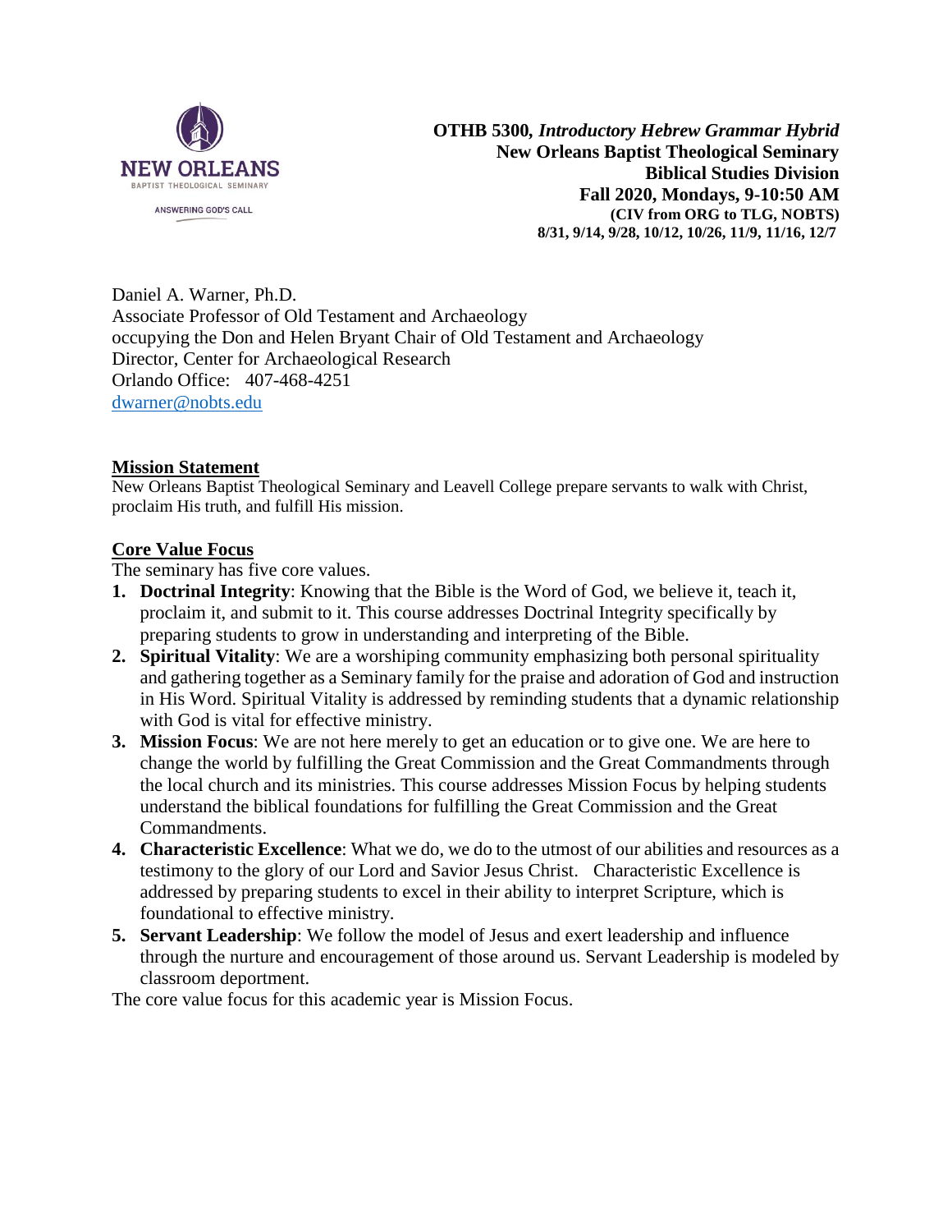**OTHB 5300,** ***Introductory Hebrew Grammar Hybrid***
**New Orleans Baptist Theological Seminary**
**Biblical Studies Division**
**Fall 2020, Mondays, 9-10:50 AM**
**(CIV from ORG to TLG, NOBTS)**
**8/31, 9/14, 9/28, 10/12, 10/26, 11/9, 11/16, 12/7**

Daniel A. Warner, Ph.D.
Associate Professor of Old Testament and Archaeology
occupying the Don and Helen Bryant Chair of Old Testament and Archaeology
Director, Center for Archaeological Research
Orlando Office: 407-468-4251
dwarner@nobts.edu

## Mission Statement

New Orleans Baptist Theological Seminary and Leavell College prepare servants to walk with Christ, proclaim His truth, and fulfill His mission.

## Core Value Focus

The seminary has five core values.

1. **Doctrinal Integrity**: Knowing that the Bible is the Word of God, we believe it, teach it, proclaim it, and submit to it. This course addresses Doctrinal Integrity specifically by preparing students to grow in understanding and interpreting of the Bible.
2. **Spiritual Vitality**: We are a worshiping community emphasizing both personal spirituality and gathering together as a Seminary family for the praise and adoration of God and instruction in His Word. Spiritual Vitality is addressed by reminding students that a dynamic relationship with God is vital for effective ministry.
3. **Mission Focus**: We are not here merely to get an education or to give one. We are here to change the world by fulfilling the Great Commission and the Great Commandments through the local church and its ministries. This course addresses Mission Focus by helping students understand the biblical foundations for fulfilling the Great Commission and the Great Commandments.
4. **Characteristic Excellence**: What we do, we do to the utmost of our abilities and resources as a testimony to the glory of our Lord and Savior Jesus Christ. Characteristic Excellence is addressed by preparing students to excel in their ability to interpret Scripture, which is foundational to effective ministry.
5. **Servant Leadership**: We follow the model of Jesus and exert leadership and influence through the nurture and encouragement of those around us. Servant Leadership is modeled by classroom deportment.

The core value focus for this academic year is Mission Focus.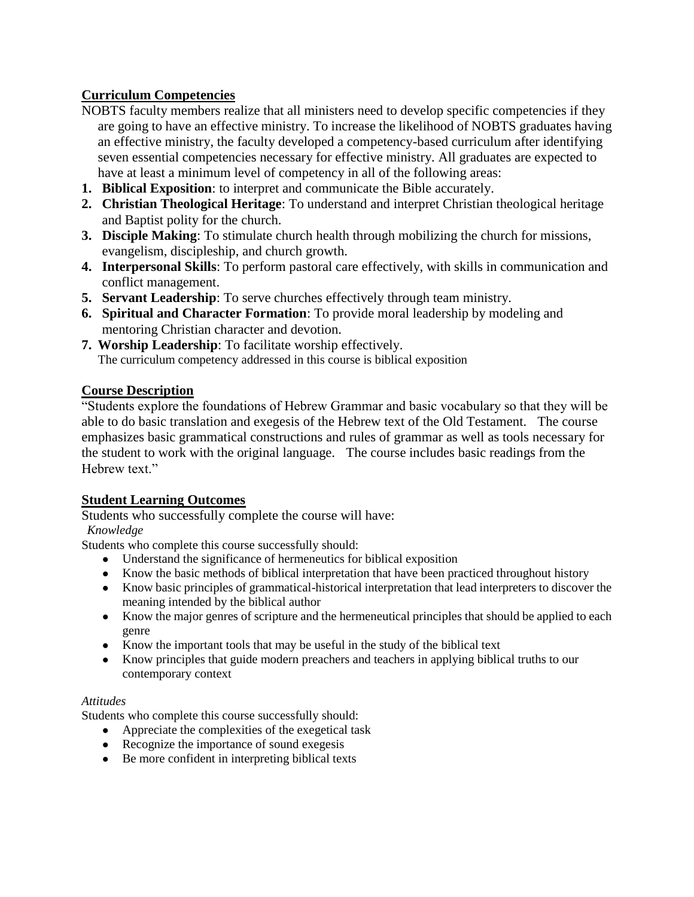## Curriculum Competencies

NOBTS faculty members realize that all ministers need to develop specific competencies if they are going to have an effective ministry. To increase the likelihood of NOBTS graduates having an effective ministry, the faculty developed a competency-based curriculum after identifying seven essential competencies necessary for effective ministry. All graduates are expected to have at least a minimum level of competency in all of the following areas:

1. **Biblical Exposition**: to interpret and communicate the Bible accurately.
2. **Christian Theological Heritage**: To understand and interpret Christian theological heritage and Baptist polity for the church.
3. **Disciple Making**: To stimulate church health through mobilizing the church for missions, evangelism, discipleship, and church growth.
4. **Interpersonal Skills**: To perform pastoral care effectively, with skills in communication and conflict management.
5. **Servant Leadership**: To serve churches effectively through team ministry.
6. **Spiritual and Character Formation**: To provide moral leadership by modeling and mentoring Christian character and devotion.
7. **Worship Leadership**: To facilitate worship effectively.

The curriculum competency addressed in this course is biblical exposition

## Course Description

"Students explore the foundations of Hebrew Grammar and basic vocabulary so that they will be able to do basic translation and exegesis of the Hebrew text of the Old Testament. The course emphasizes basic grammatical constructions and rules of grammar as well as tools necessary for the student to work with the original language. The course includes basic readings from the Hebrew text."

## Student Learning Outcomes

Students who successfully complete the course will have:

*Knowledge*

Students who complete this course successfully should:

- Understand the significance of hermeneutics for biblical exposition
- Know the basic methods of biblical interpretation that have been practiced throughout history
- Know basic principles of grammatical-historical interpretation that lead interpreters to discover the meaning intended by the biblical author
- Know the major genres of scripture and the hermeneutical principles that should be applied to each genre
- Know the important tools that may be useful in the study of the biblical text
- Know principles that guide modern preachers and teachers in applying biblical truths to our contemporary context

*Attitudes*

Students who complete this course successfully should:

- Appreciate the complexities of the exegetical task
- Recognize the importance of sound exegesis
- Be more confident in interpreting biblical texts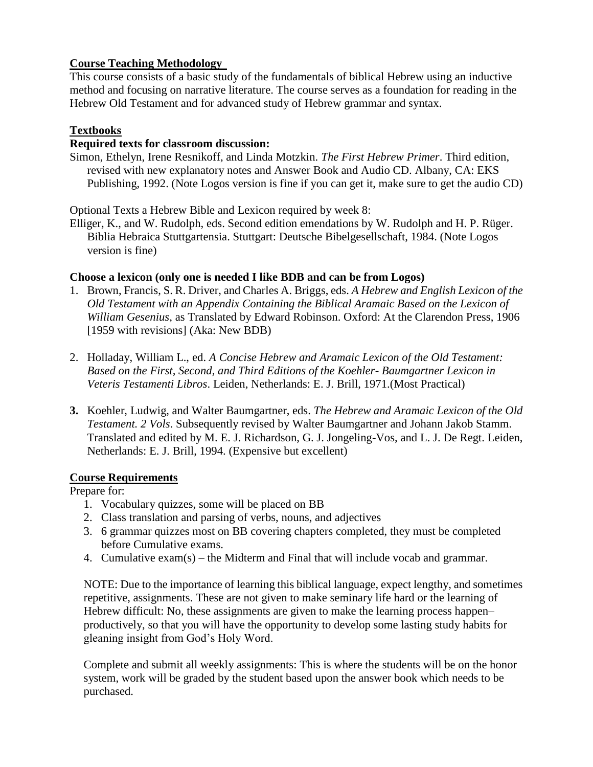**Course Teaching Methodology**

This course consists of a basic study of the fundamentals of biblical Hebrew using an inductive method and focusing on narrative literature. The course serves as a foundation for reading in the Hebrew Old Testament and for advanced study of Hebrew grammar and syntax.

**Textbooks**

**Required texts for classroom discussion:**

Simon, Ethelyn, Irene Resnikoff, and Linda Motzkin. *The First Hebrew Primer*. Third edition, revised with new explanatory notes and Answer Book and Audio CD. Albany, CA: EKS Publishing, 1992. (Note Logos version is fine if you can get it, make sure to get the audio CD)

Optional Texts a Hebrew Bible and Lexicon required by week 8:

Elliger, K., and W. Rudolph, eds. Second edition emendations by W. Rudolph and H. P. Rüger. Biblia Hebraica Stuttgartensia. Stuttgart: Deutsche Bibelgesellschaft, 1984. (Note Logos version is fine)

**Choose a lexicon (only one is needed I like BDB and can be from Logos)**

1. Brown, Francis, S. R. Driver, and Charles A. Briggs, eds. *A Hebrew and English Lexicon of the Old Testament with an Appendix Containing the Biblical Aramaic Based on the Lexicon of William Gesenius*, as Translated by Edward Robinson. Oxford: At the Clarendon Press, 1906 [1959 with revisions] (Aka: New BDB)

2. Holladay, William L., ed. *A Concise Hebrew and Aramaic Lexicon of the Old Testament: Based on the First, Second, and Third Editions of the Koehler- Baumgartner Lexicon in Veteris Testamenti Libros*. Leiden, Netherlands: E. J. Brill, 1971.(Most Practical)

3. Koehler, Ludwig, and Walter Baumgartner, eds. *The Hebrew and Aramaic Lexicon of the Old Testament. 2 Vols*. Subsequently revised by Walter Baumgartner and Johann Jakob Stamm. Translated and edited by M. E. J. Richardson, G. J. Jongeling-Vos, and L. J. De Regt. Leiden, Netherlands: E. J. Brill, 1994. (Expensive but excellent)

**Course Requirements**

Prepare for:

1. Vocabulary quizzes, some will be placed on BB
2. Class translation and parsing of verbs, nouns, and adjectives
3. 6 grammar quizzes most on BB covering chapters completed, they must be completed before Cumulative exams.
4. Cumulative exam(s) – the Midterm and Final that will include vocab and grammar.

NOTE: Due to the importance of learning this biblical language, expect lengthy, and sometimes repetitive, assignments. These are not given to make seminary life hard or the learning of Hebrew difficult: No, these assignments are given to make the learning process happen– productively, so that you will have the opportunity to develop some lasting study habits for gleaning insight from God's Holy Word.

Complete and submit all weekly assignments: This is where the students will be on the honor system, work will be graded by the student based upon the answer book which needs to be purchased.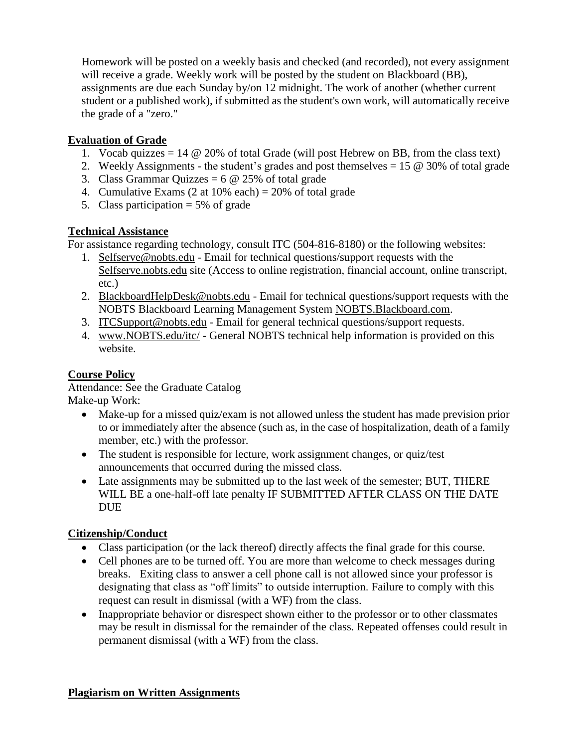Homework will be posted on a weekly basis and checked (and recorded), not every assignment will receive a grade. Weekly work will be posted by the student on Blackboard (BB), assignments are due each Sunday by/on 12 midnight. The work of another (whether current student or a published work), if submitted as the student's own work, will automatically receive the grade of a "zero."

## Evaluation of Grade

1. Vocab quizzes = 14 @ 20% of total Grade (will post Hebrew on BB, from the class text)
2. Weekly Assignments - the student's grades and post themselves = 15 @ 30% of total grade
3. Class Grammar Quizzes = 6 @ 25% of total grade
4. Cumulative Exams (2 at 10% each) = 20% of total grade
5. Class participation = 5% of grade

## Technical Assistance

For assistance regarding technology, consult ITC (504-816-8180) or the following websites:

1. Selfserve@nobts.edu - Email for technical questions/support requests with the Selfserve.nobts.edu site (Access to online registration, financial account, online transcript, etc.)
2. BlackboardHelpDesk@nobts.edu - Email for technical questions/support requests with the NOBTS Blackboard Learning Management System NOBTS.Blackboard.com.
3. ITCSupport@nobts.edu - Email for general technical questions/support requests.
4. www.NOBTS.edu/itc/ - General NOBTS technical help information is provided on this website.

## Course Policy

Attendance: See the Graduate Catalog

Make-up Work:

- Make-up for a missed quiz/exam is not allowed unless the student has made prevision prior to or immediately after the absence (such as, in the case of hospitalization, death of a family member, etc.) with the professor.
- The student is responsible for lecture, work assignment changes, or quiz/test announcements that occurred during the missed class.
- Late assignments may be submitted up to the last week of the semester; BUT, THERE WILL BE a one-half-off late penalty IF SUBMITTED AFTER CLASS ON THE DATE DUE

## Citizenship/Conduct

- Class participation (or the lack thereof) directly affects the final grade for this course.
- Cell phones are to be turned off. You are more than welcome to check messages during breaks. Exiting class to answer a cell phone call is not allowed since your professor is designating that class as "off limits" to outside interruption. Failure to comply with this request can result in dismissal (with a WF) from the class.
- Inappropriate behavior or disrespect shown either to the professor or to other classmates may be result in dismissal for the remainder of the class. Repeated offenses could result in permanent dismissal (with a WF) from the class.

## Plagiarism on Written Assignments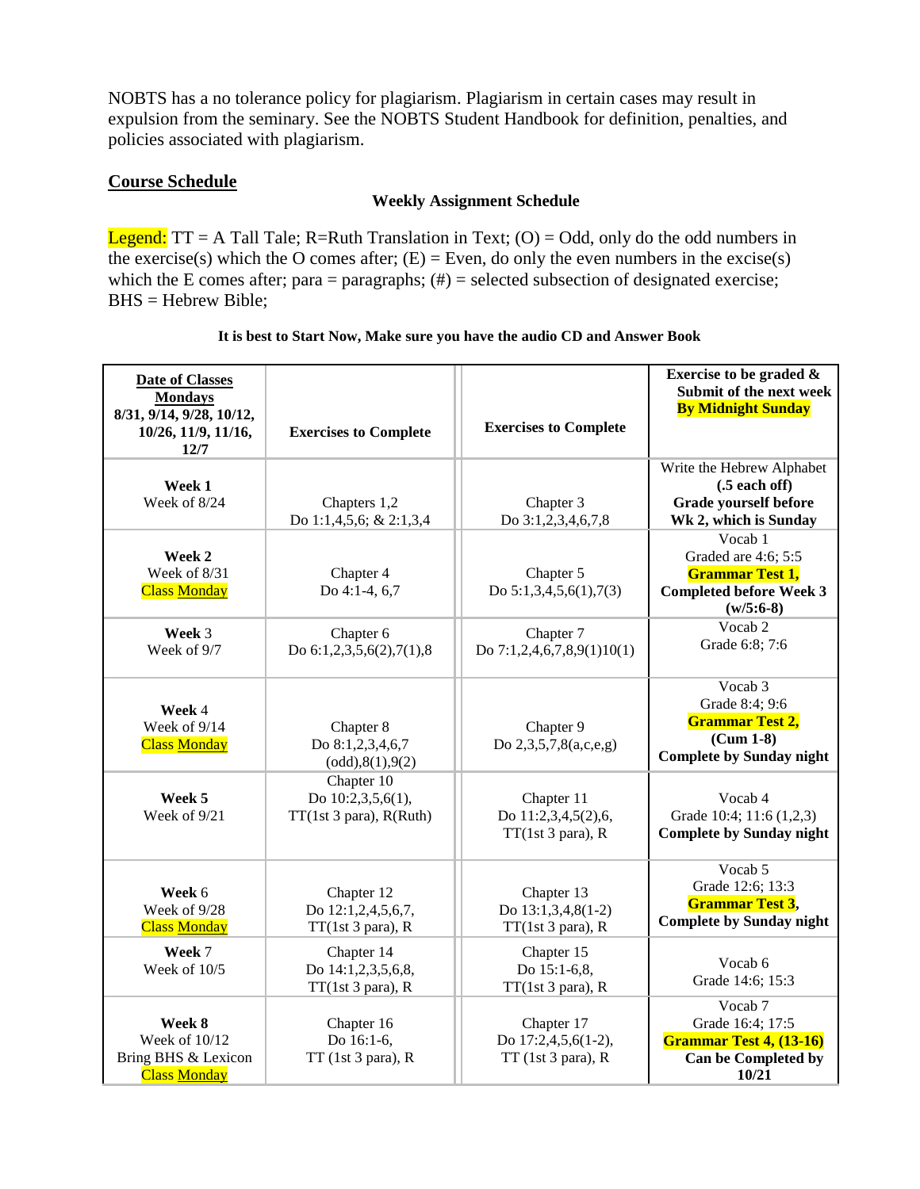NOBTS has a no tolerance policy for plagiarism. Plagiarism in certain cases may result in expulsion from the seminary. See the NOBTS Student Handbook for definition, penalties, and policies associated with plagiarism.

## Course Schedule

**Weekly Assignment Schedule**

Legend: TT = A Tall Tale; R=Ruth Translation in Text; (O) = Odd, only do the odd numbers in the exercise(s) which the O comes after; (E) = Even, do only the even numbers in the excise(s) which the E comes after; para = paragraphs; (#) = selected subsection of designated exercise; BHS = Hebrew Bible;

**It is best to Start Now, Make sure you have the audio CD and Answer Book**

| **Date of Classes Mondays** **8/31, 9/14, 9/28, 10/12, 10/26, 11/9, 11/16, 12/7** | **Exercises to Complete** | **Exercises to Complete** | **Exercise to be graded & Submit of the next week By Midnight Sunday** |
|---|---|---|---|
| **Week 1** Week of 8/24 | Chapters 1,2 Do 1:1,4,5,6; & 2:1,3,4 | Chapter 3 Do 3:1,2,3,4,6,7,8 | Write the Hebrew Alphabet **(.5 each off)** **Grade yourself before Wk 2, which is Sunday** |
| **Week 2** Week of 8/31 Class Monday | Chapter 4 Do 4:1-4, 6,7 | Chapter 5 Do 5:1,3,4,5,6(1),7(3) | Vocab 1 Graded are 4:6; 5:5 **Grammar Test 1, Completed before Week 3 (w/5:6-8)** |
| **Week** 3 Week of 9/7 | Chapter 6 Do 6:1,2,3,5,6(2),7(1),8 | Chapter 7 Do 7:1,2,4,6,7,8,9(1)10(1) | Vocab 2 Grade 6:8; 7:6 |
| **Week** 4 Week of 9/14 Class Monday | Chapter 8 Do 8:1,2,3,4,6,7 (odd),8(1),9(2) | Chapter 9 Do 2,3,5,7,8(a,c,e,g) | Vocab 3 Grade 8:4; 9:6 **Grammar Test 2, (Cum 1-8) Complete by Sunday night** |
| **Week 5** Week of 9/21 | Chapter 10 Do 10:2,3,5,6(1), TT(1st 3 para), R(Ruth) | Chapter 11 Do 11:2,3,4,5(2),6, TT(1st 3 para), R | Vocab 4 Grade 10:4; 11:6 (1,2,3) **Complete by Sunday night** |
| **Week** 6 Week of 9/28 Class Monday | Chapter 12 Do 12:1,2,4,5,6,7, TT(1st 3 para), R | Chapter 13 Do 13:1,3,4,8(1-2) TT(1st 3 para), R | Vocab 5 Grade 12:6; 13:3 **Grammar Test 3, Complete by Sunday night** |
| **Week** 7 Week of 10/5 | Chapter 14 Do 14:1,2,3,5,6,8, TT(1st 3 para), R | Chapter 15 Do 15:1-6,8, TT(1st 3 para), R | Vocab 6 Grade 14:6; 15:3 |
| **Week 8** Week of 10/12 Bring BHS & Lexicon Class Monday | Chapter 16 Do 16:1-6, TT (1st 3 para), R | Chapter 17 Do 17:2,4,5,6(1-2), TT (1st 3 para), R | Vocab 7 Grade 16:4; 17:5 **Grammar Test 4, (13-16) Can be Completed by 10/21** |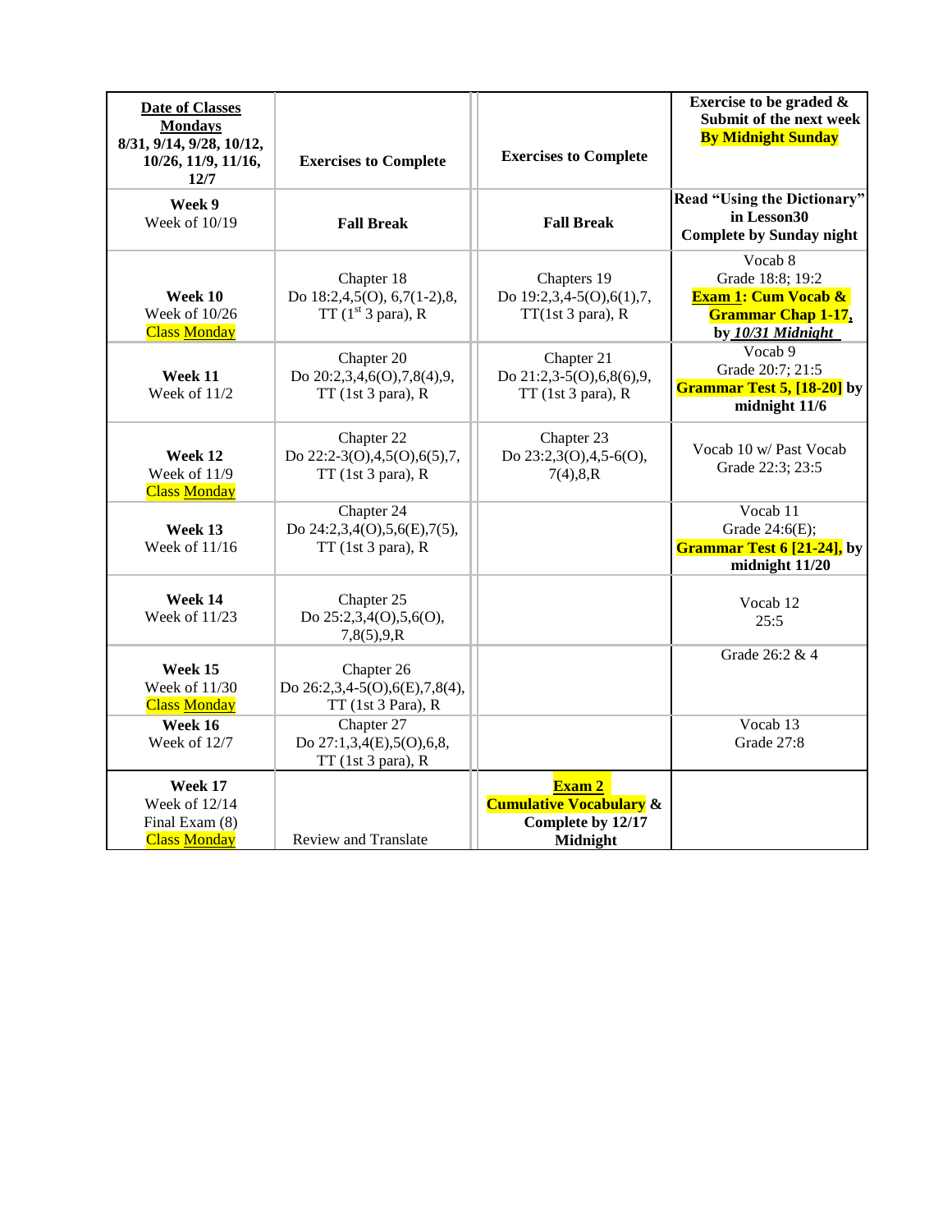| **Date of Classes** **Mondays** **8/31, 9/14, 9/28, 10/12, 10/26, 11/9, 11/16, 12/7** | **Exercises to Complete** | **Exercises to Complete** | **Exercise to be graded & Submit of the next week** **By Midnight Sunday** |
|---|---|---|---|
| **Week 9** Week of 10/19 | **Fall Break** | **Fall Break** | **Read "Using the Dictionary" in Lesson30 Complete by Sunday night** |
| **Week 10** Week of 10/26 Class Monday | Chapter 18 Do 18:2,4,5(O), 6,7(1-2),8, TT (1st 3 para), R | Chapters 19 Do 19:2,3,4-5(O),6(1),7, TT(1st 3 para), R | Vocab 8 Grade 18:8; 19:2 **Exam 1: Cum Vocab & Grammar Chap 1-17, by *10/31 Midnight*** |
| **Week 11** Week of 11/2 | Chapter 20 Do 20:2,3,4,6(O),7,8(4),9, TT (1st 3 para), R | Chapter 21 Do 21:2,3-5(O),6,8(6),9, TT (1st 3 para), R | Vocab 9 Grade 20:7; 21:5 **Grammar Test 5, [18-20] by midnight 11/6** |
| **Week 12** Week of 11/9 Class Monday | Chapter 22 Do 22:2-3(O),4,5(O),6(5),7, TT (1st 3 para), R | Chapter 23 Do 23:2,3(O),4,5-6(O), 7(4),8,R | Vocab 10 w/ Past Vocab Grade 22:3; 23:5 |
| **Week 13** Week of 11/16 | Chapter 24 Do 24:2,3,4(O),5,6(E),7(5), TT (1st 3 para), R | | Vocab 11 Grade 24:6(E); **Grammar Test 6 [21-24], by midnight 11/20** |
| **Week 14** Week of 11/23 | Chapter 25 Do 25:2,3,4(O),5,6(O), 7,8(5),9,R | | Vocab 12 25:5 |
| **Week 15** Week of 11/30 Class Monday | Chapter 26 Do 26:2,3,4-5(O),6(E),7,8(4), TT (1st 3 Para), R | | Grade 26:2 & 4 |
| **Week 16** Week of 12/7 | Chapter 27 Do 27:1,3,4(E),5(O),6,8, TT (1st 3 para), R | | Vocab 13 Grade 27:8 |
| **Week 17** Week of 12/14 Final Exam (8) Class Monday | Review and Translate | **Exam 2 Cumulative Vocabulary & Complete by 12/17 Midnight** | |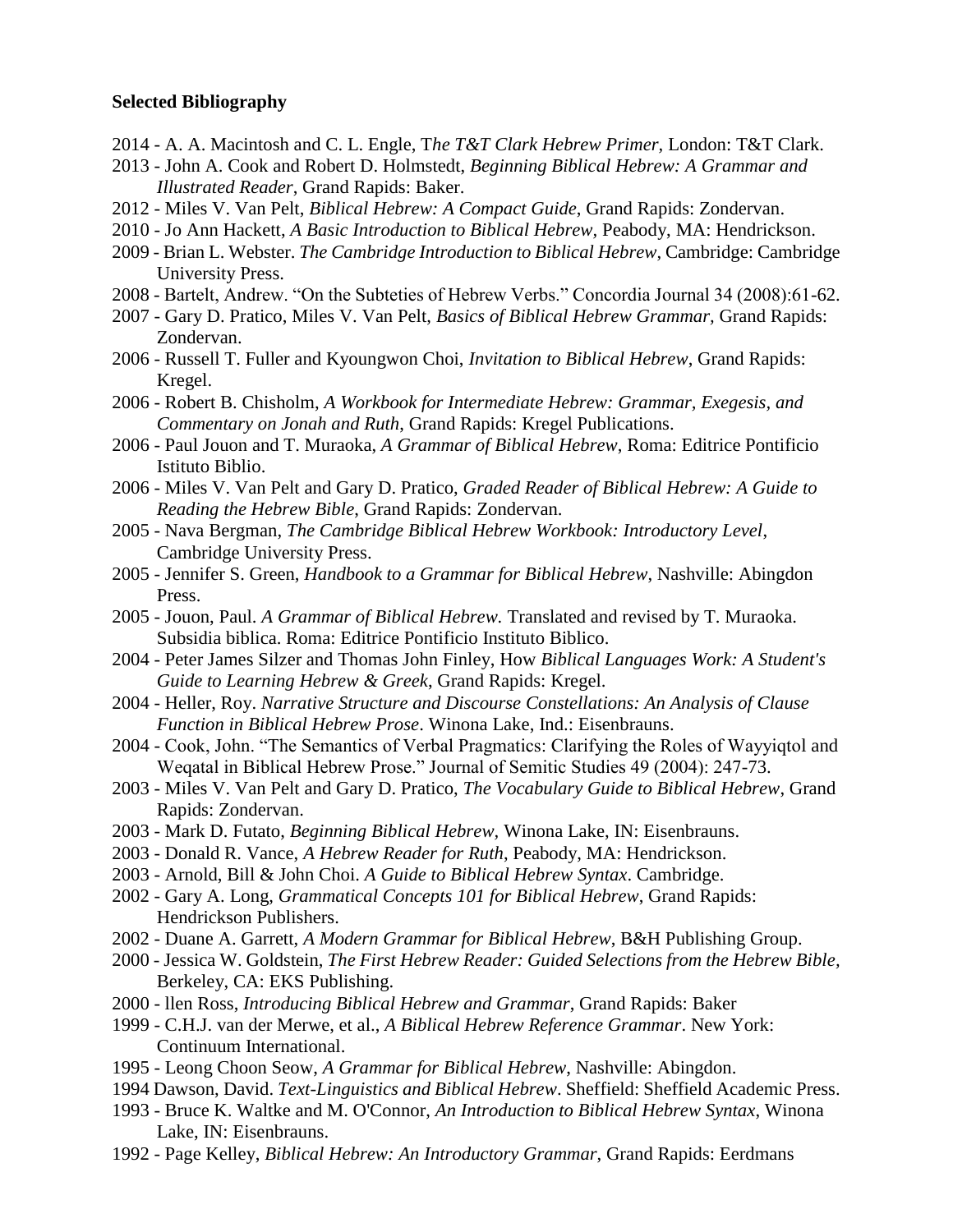**Selected Bibliography**

2014 - A. A. Macintosh and C. L. Engle, T*he T&T Clark Hebrew Primer*, London: T&T Clark.
2013 - John A. Cook and Robert D. Holmstedt, *Beginning Biblical Hebrew: A Grammar and Illustrated Reader*, Grand Rapids: Baker.
2012 - Miles V. Van Pelt, *Biblical Hebrew: A Compact Guide*, Grand Rapids: Zondervan.
2010 - Jo Ann Hackett, *A Basic Introduction to Biblical Hebrew*, Peabody, MA: Hendrickson.
2009 - Brian L. Webster. *The Cambridge Introduction to Biblical Hebrew*, Cambridge: Cambridge University Press.
2008 - Bartelt, Andrew. "On the Subteties of Hebrew Verbs." Concordia Journal 34 (2008):61-62.
2007 - Gary D. Pratico, Miles V. Van Pelt, *Basics of Biblical Hebrew Grammar,* Grand Rapids: Zondervan.
2006 - Russell T. Fuller and Kyoungwon Choi, *Invitation to Biblical Hebrew*, Grand Rapids: Kregel.
2006 - Robert B. Chisholm, *A Workbook for Intermediate Hebrew: Grammar, Exegesis, and Commentary on Jonah and Ruth*, Grand Rapids: Kregel Publications.
2006 - Paul Jouon and T. Muraoka, *A Grammar of Biblical Hebrew*, Roma: Editrice Pontificio Istituto Biblio.
2006 - Miles V. Van Pelt and Gary D. Pratico, *Graded Reader of Biblical Hebrew: A Guide to Reading the Hebrew Bible*, Grand Rapids: Zondervan.
2005 - Nava Bergman, *The Cambridge Biblical Hebrew Workbook: Introductory Level*, Cambridge University Press.
2005 - Jennifer S. Green, *Handbook to a Grammar for Biblical Hebrew*, Nashville: Abingdon Press.
2005 - Jouon, Paul. *A Grammar of Biblical Hebrew.* Translated and revised by T. Muraoka. Subsidia biblica. Roma: Editrice Pontificio Instituto Biblico.
2004 - Peter James Silzer and Thomas John Finley, How *Biblical Languages Work: A Student's Guide to Learning Hebrew & Greek*, Grand Rapids: Kregel.
2004 - Heller, Roy. *Narrative Structure and Discourse Constellations: An Analysis of Clause Function in Biblical Hebrew Prose*. Winona Lake, Ind.: Eisenbrauns.
2004 - Cook, John. "The Semantics of Verbal Pragmatics: Clarifying the Roles of Wayyiqtol and Weqatal in Biblical Hebrew Prose." Journal of Semitic Studies 49 (2004): 247-73.
2003 - Miles V. Van Pelt and Gary D. Pratico, *The Vocabulary Guide to Biblical Hebrew*, Grand Rapids: Zondervan.
2003 - Mark D. Futato, *Beginning Biblical Hebrew*, Winona Lake, IN: Eisenbrauns.
2003 - Donald R. Vance, *A Hebrew Reader for Ruth*, Peabody, MA: Hendrickson.
2003 - Arnold, Bill & John Choi. *A Guide to Biblical Hebrew Syntax*. Cambridge.
2002 - Gary A. Long, *Grammatical Concepts 101 for Biblical Hebrew*, Grand Rapids: Hendrickson Publishers.
2002 - Duane A. Garrett, *A Modern Grammar for Biblical Hebrew*, B&H Publishing Group.
2000 - Jessica W. Goldstein, *The First Hebrew Reader: Guided Selections from the Hebrew Bible*, Berkeley, CA: EKS Publishing.
2000 - llen Ross, *Introducing Biblical Hebrew and Grammar*, Grand Rapids: Baker
1999 - C.H.J. van der Merwe, et al., *A Biblical Hebrew Reference Grammar*. New York: Continuum International.
1995 - Leong Choon Seow, *A Grammar for Biblical Hebrew*, Nashville: Abingdon.
1994 Dawson, David. *Text-Linguistics and Biblical Hebrew*. Sheffield: Sheffield Academic Press.
1993 - Bruce K. Waltke and M. O'Connor, *An Introduction to Biblical Hebrew Syntax*, Winona Lake, IN: Eisenbrauns.
1992 - Page Kelley, *Biblical Hebrew: An Introductory Grammar*, Grand Rapids: Eerdmans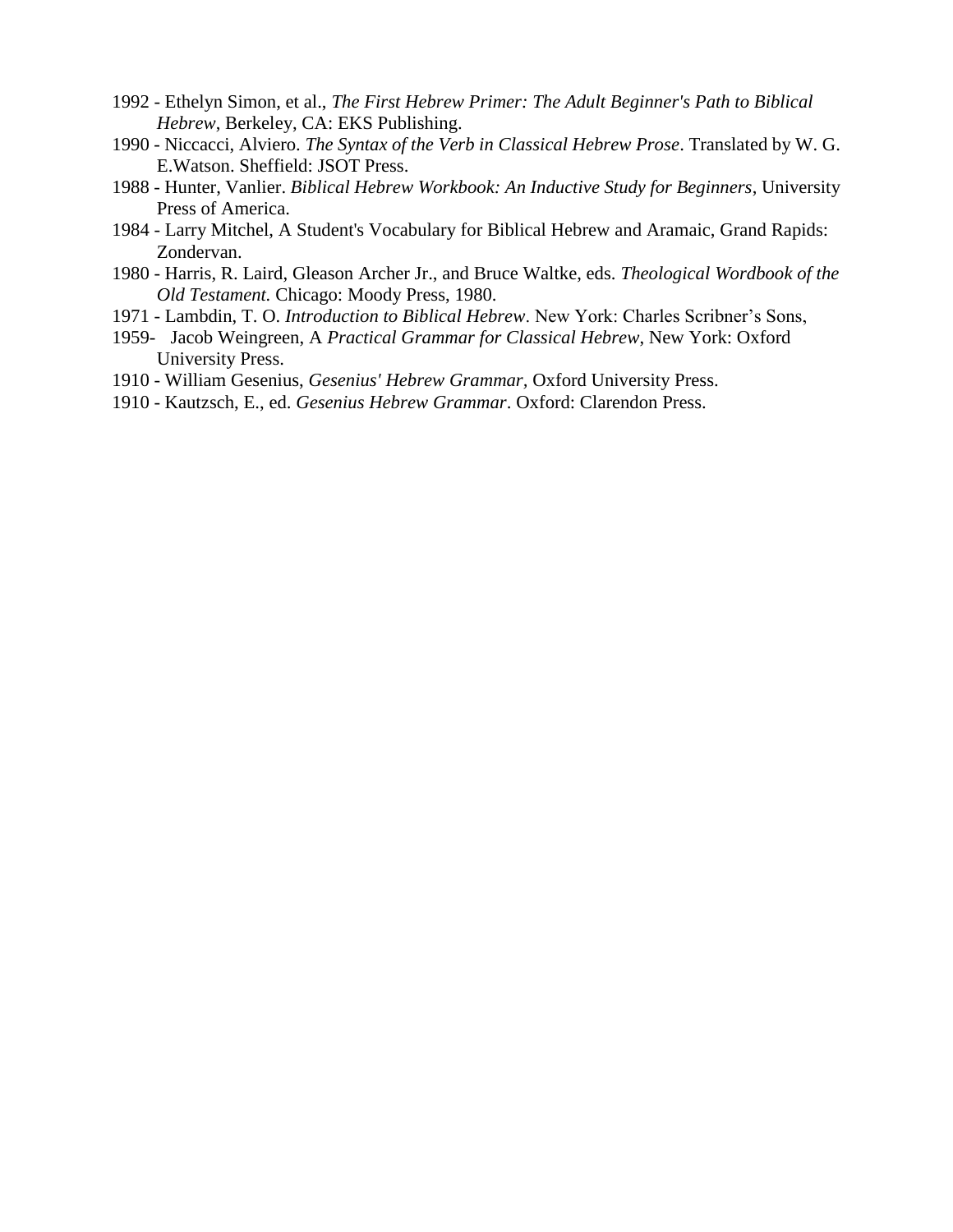1992 - Ethelyn Simon, et al., *The First Hebrew Primer: The Adult Beginner's Path to Biblical Hebrew*, Berkeley, CA: EKS Publishing.

1990 - Niccacci, Alviero. *The Syntax of the Verb in Classical Hebrew Prose*. Translated by W. G. E.Watson. Sheffield: JSOT Press.

1988 - Hunter, Vanlier. *Biblical Hebrew Workbook: An Inductive Study for Beginners*, University Press of America.

1984 - Larry Mitchel, A Student's Vocabulary for Biblical Hebrew and Aramaic, Grand Rapids: Zondervan.

1980 - Harris, R. Laird, Gleason Archer Jr., and Bruce Waltke, eds. *Theological Wordbook of the Old Testament.* Chicago: Moody Press, 1980.

1971 - Lambdin, T. O. *Introduction to Biblical Hebrew*. New York: Charles Scribner's Sons,

1959- Jacob Weingreen, A *Practical Grammar for Classical Hebrew*, New York: Oxford University Press.

1910 - William Gesenius, *Gesenius' Hebrew Grammar*, Oxford University Press.

1910 - Kautzsch, E., ed. *Gesenius Hebrew Grammar*. Oxford: Clarendon Press.